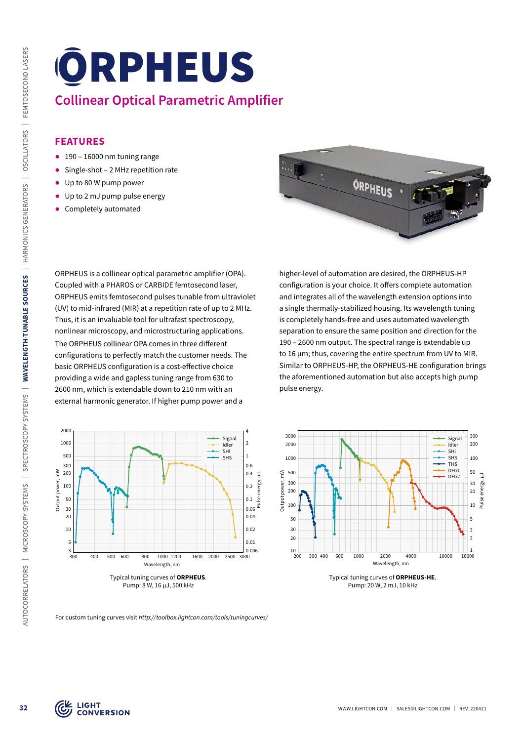# ORPHEUS

## Collinear Optical Parametric Amplifier

### FEATURES

- 190 – 16000 nm tuning range
- Single-shot – 2 MHz repetition rate
- Up to 80 W pump power
- Up to 2 mJ pump pulse energy
- Completely automated

ORPHEUS is a collinear optical parametric amplifier (OPA). Coupled with a PHAROS or CARBIDE femtosecond laser, ORPHEUS emits femtosecond pulses tunable from ultraviolet (UV) to mid-infrared (MIR) at a repetition rate of up to 2 MHz. Thus, it is an invaluable tool for ultrafast spectroscopy, nonlinear microscopy, and microstructuring applications.

The ORPHEUS collinear OPA comes in three different configurations to perfectly match the customer needs. The basic ORPHEUS configuration is a cost-effective choice providing a wide and gapless tuning range from 630 to 2600 nm, which is extendable down to 210 nm with an external harmonic generator. If higher pump power and a higher-level of automation are desired, the ORPHEUS-HP configuration is your choice. It offers complete automation and integrates all of the wavelength extension options into a single thermally-stabilized housing. Its wavelength tuning is completely hands-free and uses automated wavelength separation to ensure the same position and direction for the 190 – 2600 nm output. The spectral range is extendable up to 16 µm; thus, covering the entire spectrum from UV to MIR. Similar to ORPHEUS-HP, the ORPHEUS-HE configuration brings the aforementioned automation but also accepts high pump pulse energy.

Typical tuning curves of **ORPHEUS**.
Pump: 8 W, 16 µJ, 500 kHz

Typical tuning curves of **ORPHEUS-HE**.
Pump: 20 W, 2 mJ, 10 kHz

For custom tuning curves visit *http://toolbox.lightcon.com/tools/tuningcurves/*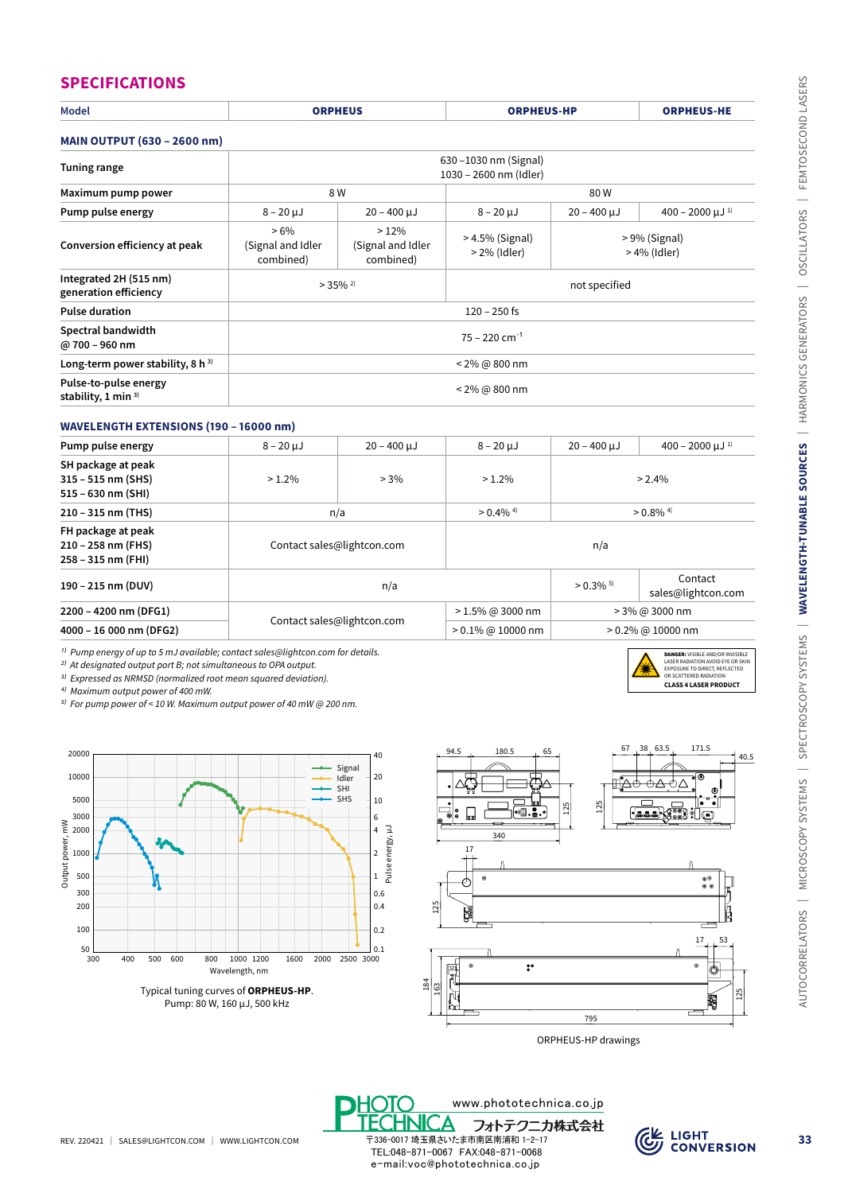## SPECIFICATIONS

| Model | ORPHEUS | | ORPHEUS-HP | | ORPHEUS-HE |
|---|---|---|---|---|---|
| **MAIN OUTPUT (630 – 2600 nm)** | | | | | |
| Tuning range | 630 –1030 nm (Signal)<br>1030 – 2600 nm (Idler) | | | | |
| Maximum pump power | 8 W | | 80 W | | |
| Pump pulse energy | 8 – 20 µJ | 20 – 400 µJ | 8 – 20 µJ | 20 – 400 µJ | 400 – 2000 µJ [1] |
| Conversion efficiency at peak | > 6%<br>(Signal and Idler combined) | > 12%<br>(Signal and Idler combined) | > 4.5% (Signal)<br>> 2% (Idler) | > 9% (Signal)<br>> 4% (Idler) | |
| Integrated 2H (515 nm) generation efficiency | > 35% [2] | | not specified | | |
| Pulse duration | 120 – 250 fs | | | | |
| Spectral bandwidth @ 700 – 960 nm | 75 – 220 $cm^{-1}$ | | | | |
| Long-term power stability, 8 h [3] | < 2% @ 800 nm | | | | |
| Pulse-to-pulse energy stability, 1 min [3] | < 2% @ 800 nm | | | | |

**WAVELENGTH EXTENSIONS (190 – 16000 nm)**

| Pump pulse energy | 8 – 20 µJ | 20 – 400 µJ | 8 – 20 µJ | 20 – 400 µJ | 400 – 2000 µJ [1] |
|---|---|---|---|---|---|
| SH package at peak<br>315 – 515 nm (SHS)<br>515 – 630 nm (SHI) | > 1.2% | > 3% | > 1.2% | > 2.4% | |
| 210 – 315 nm (THS) | n/a | | > 0.4% [4] | > 0.8% [4] | |
| FH package at peak<br>210 – 258 nm (FHS)<br>258 – 315 nm (FHI) | Contact sales@lightcon.com | | n/a | | |
| 190 – 215 nm (DUV) | n/a | | | > 0.3% [5] | Contact sales@lightcon.com |
| 2200 – 4200 nm (DFG1) | Contact sales@lightcon.com | | > 1.5% @ 3000 nm | > 3% @ 3000 nm | |
| 4000 – 16 000 nm (DFG2) | | | > 0.1% @ 10000 nm | > 0.2% @ 10000 nm | |

*[1] Pump energy of up to 5 mJ available; contact sales@lightcon.com for details.*
*[2] At designated output port B; not simultaneous to OPA output.*
*[3] Expressed as NRMSD (normalized root mean squared deviation).*
*[4] Maximum output power of 400 mW.*
*[5] For pump power of < 10 W. Maximum output power of 40 mW @ 200 nm.*

DANGER: VISIBLE AND/OR INVISIBLE LASER RADIATION AVOID EYE OR SKIN EXPOSURE TO DIRECT, REFLECTED OR SCATTERED RADIATION
CLASS 4 LASER PRODUCT

Output power, mW
20000 10000 5000 3000 2000 1000 500 300 200 100 50
Pulse energy, µJ
40 20 10 6 4 2 1 0.6 0.4 0.2 0.1
Wavelength, nm
300 400 500 600 800 1000 1200 1600 2000 2500 3000
Signal
Idler
SHI
SHS

Typical tuning curves of **ORPHEUS-HP**.
Pump: 80 W, 160 µJ, 500 kHz

94.5 180.5 65 340 125 67 38 63.5 171.5 40.5 125 17 125 17 53 184 163 795 125

ORPHEUS-HP drawings

REV. 220421 | SALES@LIGHTCON.COM | WWW.LIGHTCON.COM

PHOTO TECHNICA
www.phototechnica.co.jp
フォトテクニカ株式会社
〒336-0017 埼玉県さいたま市南区南浦和 1-2-17
TEL:048-871-0067 FAX:048-871-0068
e-mail:voc@phototechnica.co.jp

LIGHT CONVERSION